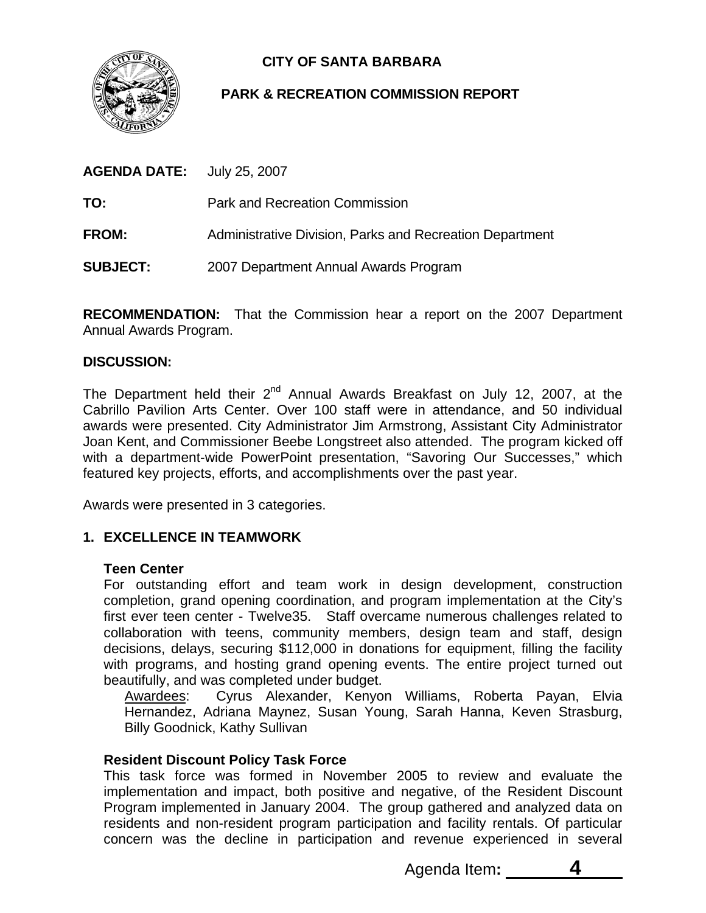# CITY OF SANTA BARBARA

## PARK & RECREATION COMMISSION REPORT

**AGENDA DATE:** July 25, 2007

**TO:** Park and Recreation Commission

**FROM:** Administrative Division, Parks and Recreation Department

**SUBJECT:** 2007 Department Annual Awards Program

**RECOMMENDATION:** That the Commission hear a report on the 2007 Department Annual Awards Program.

**DISCUSSION:**

The Department held their 2nd Annual Awards Breakfast on July 12, 2007, at the Cabrillo Pavilion Arts Center. Over 100 staff were in attendance, and 50 individual awards were presented. City Administrator Jim Armstrong, Assistant City Administrator Joan Kent, and Commissioner Beebe Longstreet also attended. The program kicked off with a department-wide PowerPoint presentation, "Savoring Our Successes," which featured key projects, efforts, and accomplishments over the past year.

Awards were presented in 3 categories.

### 1. EXCELLENCE IN TEAMWORK

**Teen Center**

For outstanding effort and team work in design development, construction completion, grand opening coordination, and program implementation at the City's first ever teen center - Twelve35. Staff overcame numerous challenges related to collaboration with teens, community members, design team and staff, design decisions, delays, securing $112,000 in donations for equipment, filling the facility with programs, and hosting grand opening events. The entire project turned out beautifully, and was completed under budget.

Awardees: Cyrus Alexander, Kenyon Williams, Roberta Payan, Elvia Hernandez, Adriana Maynez, Susan Young, Sarah Hanna, Keven Strasburg, Billy Goodnick, Kathy Sullivan

**Resident Discount Policy Task Force**

This task force was formed in November 2005 to review and evaluate the implementation and impact, both positive and negative, of the Resident Discount Program implemented in January 2004. The group gathered and analyzed data on residents and non-resident program participation and facility rentals. Of particular concern was the decline in participation and revenue experienced in several

Agenda Item: 4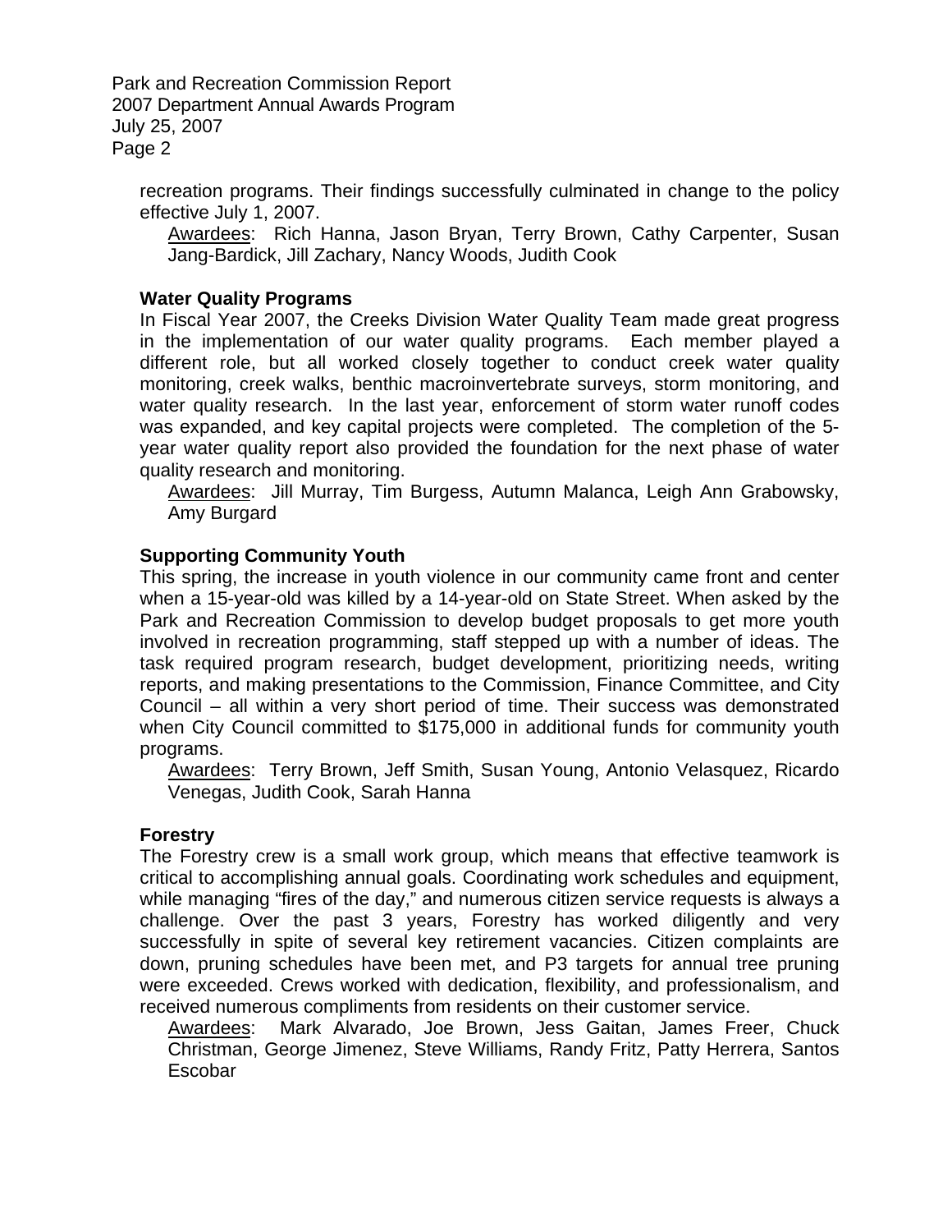recreation programs. Their findings successfully culminated in change to the policy effective July 1, 2007.

Awardees: Rich Hanna, Jason Bryan, Terry Brown, Cathy Carpenter, Susan Jang-Bardick, Jill Zachary, Nancy Woods, Judith Cook

**Water Quality Programs**

In Fiscal Year 2007, the Creeks Division Water Quality Team made great progress in the implementation of our water quality programs. Each member played a different role, but all worked closely together to conduct creek water quality monitoring, creek walks, benthic macroinvertebrate surveys, storm monitoring, and water quality research. In the last year, enforcement of storm water runoff codes was expanded, and key capital projects were completed. The completion of the 5-year water quality report also provided the foundation for the next phase of water quality research and monitoring.

Awardees: Jill Murray, Tim Burgess, Autumn Malanca, Leigh Ann Grabowsky, Amy Burgard

**Supporting Community Youth**

This spring, the increase in youth violence in our community came front and center when a 15-year-old was killed by a 14-year-old on State Street. When asked by the Park and Recreation Commission to develop budget proposals to get more youth involved in recreation programming, staff stepped up with a number of ideas. The task required program research, budget development, prioritizing needs, writing reports, and making presentations to the Commission, Finance Committee, and City Council – all within a very short period of time. Their success was demonstrated when City Council committed to $175,000 in additional funds for community youth programs.

Awardees: Terry Brown, Jeff Smith, Susan Young, Antonio Velasquez, Ricardo Venegas, Judith Cook, Sarah Hanna

**Forestry**

The Forestry crew is a small work group, which means that effective teamwork is critical to accomplishing annual goals. Coordinating work schedules and equipment, while managing "fires of the day," and numerous citizen service requests is always a challenge. Over the past 3 years, Forestry has worked diligently and very successfully in spite of several key retirement vacancies. Citizen complaints are down, pruning schedules have been met, and P3 targets for annual tree pruning were exceeded. Crews worked with dedication, flexibility, and professionalism, and received numerous compliments from residents on their customer service.

Awardees: Mark Alvarado, Joe Brown, Jess Gaitan, James Freer, Chuck Christman, George Jimenez, Steve Williams, Randy Fritz, Patty Herrera, Santos Escobar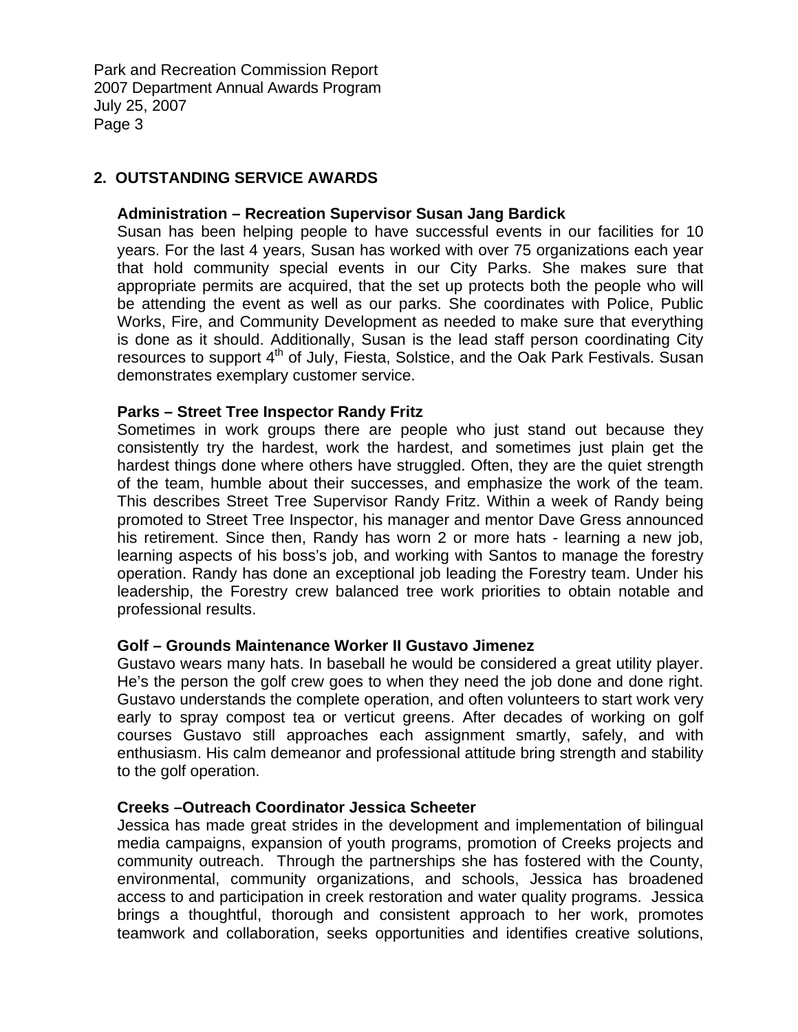## 2. OUTSTANDING SERVICE AWARDS

**Administration – Recreation Supervisor Susan Jang Bardick**

Susan has been helping people to have successful events in our facilities for 10 years. For the last 4 years, Susan has worked with over 75 organizations each year that hold community special events in our City Parks. She makes sure that appropriate permits are acquired, that the set up protects both the people who will be attending the event as well as our parks. She coordinates with Police, Public Works, Fire, and Community Development as needed to make sure that everything is done as it should. Additionally, Susan is the lead staff person coordinating City resources to support 4th of July, Fiesta, Solstice, and the Oak Park Festivals. Susan demonstrates exemplary customer service.

**Parks – Street Tree Inspector Randy Fritz**

Sometimes in work groups there are people who just stand out because they consistently try the hardest, work the hardest, and sometimes just plain get the hardest things done where others have struggled. Often, they are the quiet strength of the team, humble about their successes, and emphasize the work of the team. This describes Street Tree Supervisor Randy Fritz. Within a week of Randy being promoted to Street Tree Inspector, his manager and mentor Dave Gress announced his retirement. Since then, Randy has worn 2 or more hats - learning a new job, learning aspects of his boss's job, and working with Santos to manage the forestry operation. Randy has done an exceptional job leading the Forestry team. Under his leadership, the Forestry crew balanced tree work priorities to obtain notable and professional results.

**Golf – Grounds Maintenance Worker II Gustavo Jimenez**

Gustavo wears many hats. In baseball he would be considered a great utility player. He's the person the golf crew goes to when they need the job done and done right. Gustavo understands the complete operation, and often volunteers to start work very early to spray compost tea or verticut greens. After decades of working on golf courses Gustavo still approaches each assignment smartly, safely, and with enthusiasm. His calm demeanor and professional attitude bring strength and stability to the golf operation.

**Creeks –Outreach Coordinator Jessica Scheeter**

Jessica has made great strides in the development and implementation of bilingual media campaigns, expansion of youth programs, promotion of Creeks projects and community outreach. Through the partnerships she has fostered with the County, environmental, community organizations, and schools, Jessica has broadened access to and participation in creek restoration and water quality programs. Jessica brings a thoughtful, thorough and consistent approach to her work, promotes teamwork and collaboration, seeks opportunities and identifies creative solutions,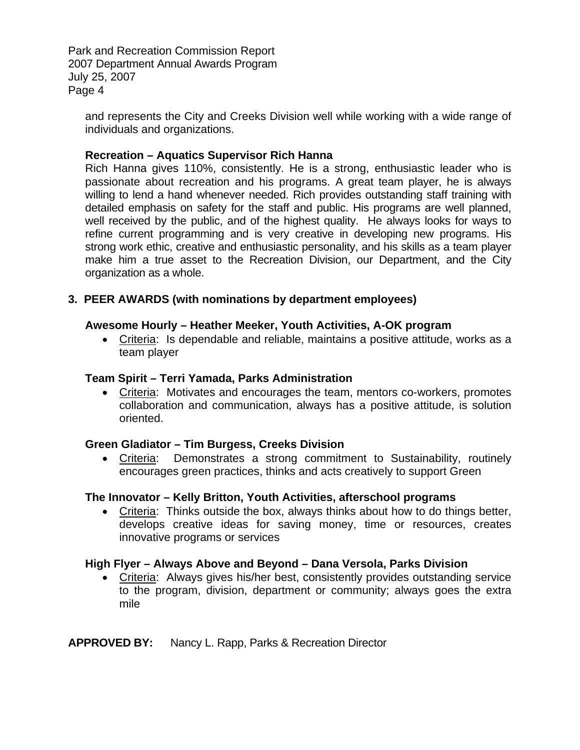and represents the City and Creeks Division well while working with a wide range of individuals and organizations.

**Recreation – Aquatics Supervisor Rich Hanna**

Rich Hanna gives 110%, consistently. He is a strong, enthusiastic leader who is passionate about recreation and his programs. A great team player, he is always willing to lend a hand whenever needed. Rich provides outstanding staff training with detailed emphasis on safety for the staff and public. His programs are well planned, well received by the public, and of the highest quality. He always looks for ways to refine current programming and is very creative in developing new programs. His strong work ethic, creative and enthusiastic personality, and his skills as a team player make him a true asset to the Recreation Division, our Department, and the City organization as a whole.

## 3. PEER AWARDS (with nominations by department employees)

**Awesome Hourly – Heather Meeker, Youth Activities, A-OK program**

- Criteria: Is dependable and reliable, maintains a positive attitude, works as a team player

**Team Spirit – Terri Yamada, Parks Administration**

- Criteria: Motivates and encourages the team, mentors co-workers, promotes collaboration and communication, always has a positive attitude, is solution oriented.

**Green Gladiator – Tim Burgess, Creeks Division**

- Criteria: Demonstrates a strong commitment to Sustainability, routinely encourages green practices, thinks and acts creatively to support Green

**The Innovator – Kelly Britton, Youth Activities, afterschool programs**

- Criteria: Thinks outside the box, always thinks about how to do things better, develops creative ideas for saving money, time or resources, creates innovative programs or services

**High Flyer – Always Above and Beyond – Dana Versola, Parks Division**

- Criteria: Always gives his/her best, consistently provides outstanding service to the program, division, department or community; always goes the extra mile

**APPROVED BY:** Nancy L. Rapp, Parks & Recreation Director